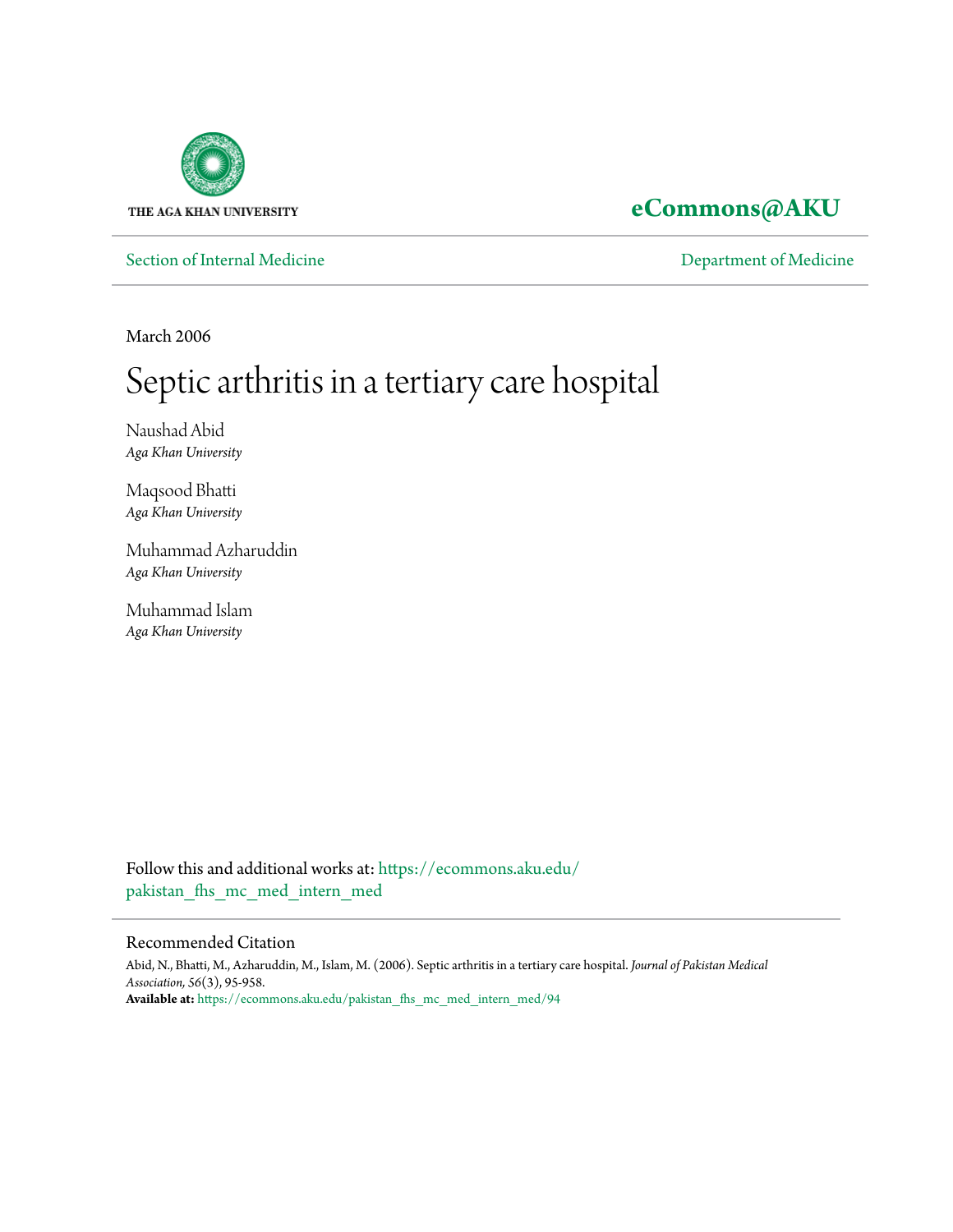THE AGA KHAN UNIVERSITY

**eCommons@AKU**

Section of Internal Medicine | Department of Medicine

March 2006

# Septic arthritis in a tertiary care hospital

Naushad Abid
*Aga Khan University*

Maqsood Bhatti
*Aga Khan University*

Muhammad Azharuddin
*Aga Khan University*

Muhammad Islam
*Aga Khan University*

Follow this and additional works at: https://ecommons.aku.edu/pakistan_fhs_mc_med_intern_med

## Recommended Citation

Abid, N., Bhatti, M., Azharuddin, M., Islam, M. (2006). Septic arthritis in a tertiary care hospital. *Journal of Pakistan Medical Association, 56*(3), 95-958.

**Available at:** https://ecommons.aku.edu/pakistan_fhs_mc_med_intern_med/94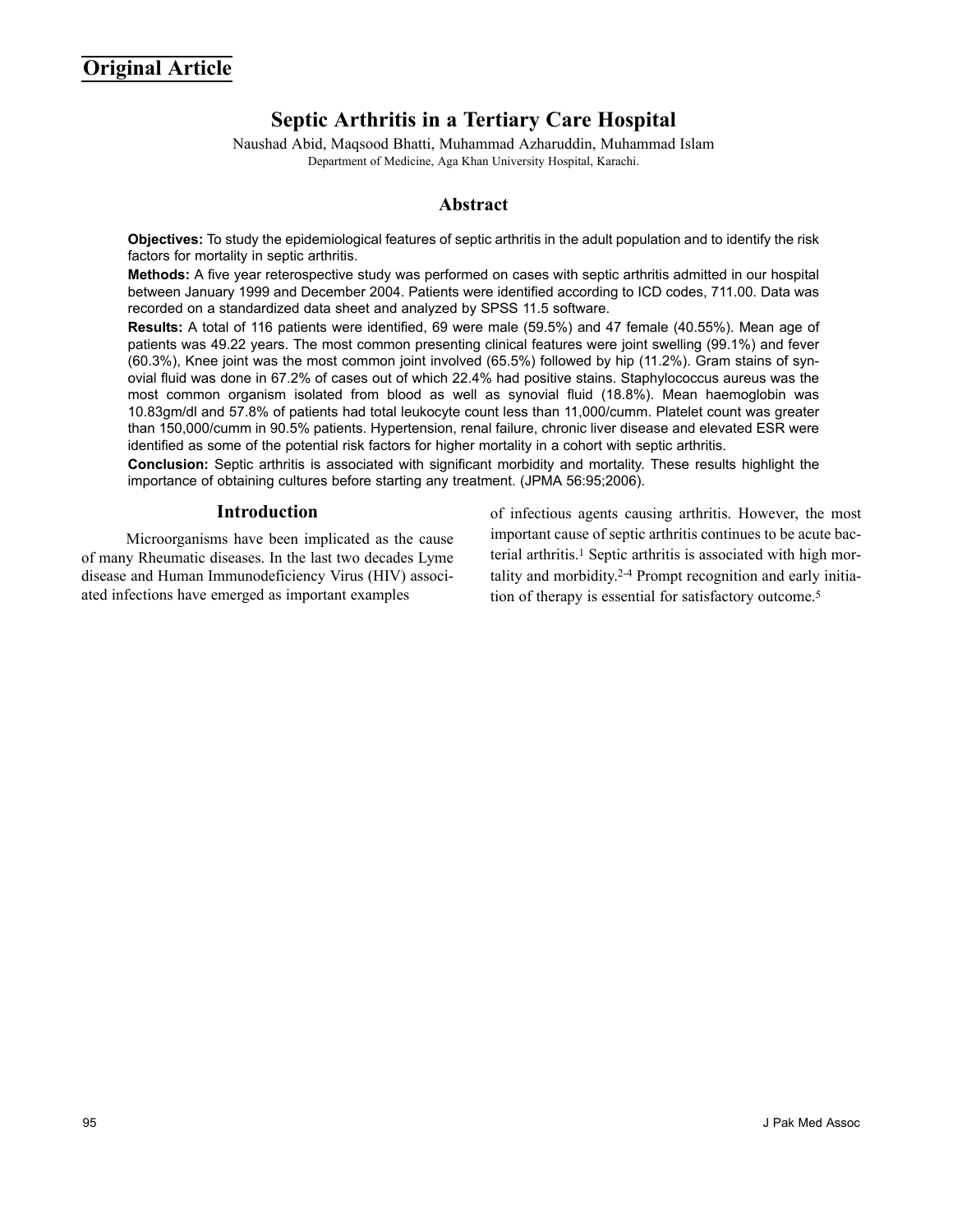Original Article

# Septic Arthritis in a Tertiary Care Hospital

Naushad Abid, Maqsood Bhatti, Muhammad Azharuddin, Muhammad Islam

Department of Medicine, Aga Khan University Hospital, Karachi.

## Abstract

**Objectives:** To study the epidemiological features of septic arthritis in the adult population and to identify the risk factors for mortality in septic arthritis.

**Methods:** A five year reterospective study was performed on cases with septic arthritis admitted in our hospital between January 1999 and December 2004. Patients were identified according to ICD codes, 711.00. Data was recorded on a standardized data sheet and analyzed by SPSS 11.5 software.

**Results:** A total of 116 patients were identified, 69 were male (59.5%) and 47 female (40.55%). Mean age of patients was 49.22 years. The most common presenting clinical features were joint swelling (99.1%) and fever (60.3%), Knee joint was the most common joint involved (65.5%) followed by hip (11.2%). Gram stains of synovial fluid was done in 67.2% of cases out of which 22.4% had positive stains. Staphylococcus aureus was the most common organism isolated from blood as well as synovial fluid (18.8%). Mean haemoglobin was 10.83gm/dl and 57.8% of patients had total leukocyte count less than 11,000/cumm. Platelet count was greater than 150,000/cumm in 90.5% patients. Hypertension, renal failure, chronic liver disease and elevated ESR were identified as some of the potential risk factors for higher mortality in a cohort with septic arthritis.

**Conclusion:** Septic arthritis is associated with significant morbidity and mortality. These results highlight the importance of obtaining cultures before starting any treatment. (JPMA 56:95;2006).

## Introduction

Microorganisms have been implicated as the cause of many Rheumatic diseases. In the last two decades Lyme disease and Human Immunodeficiency Virus (HIV) associated infections have emerged as important examples of infectious agents causing arthritis. However, the most important cause of septic arthritis continues to be acute bacterial arthritis.[1] Septic arthritis is associated with high mortality and morbidity.[2-4] Prompt recognition and early initiation of therapy is essential for satisfactory outcome.[5]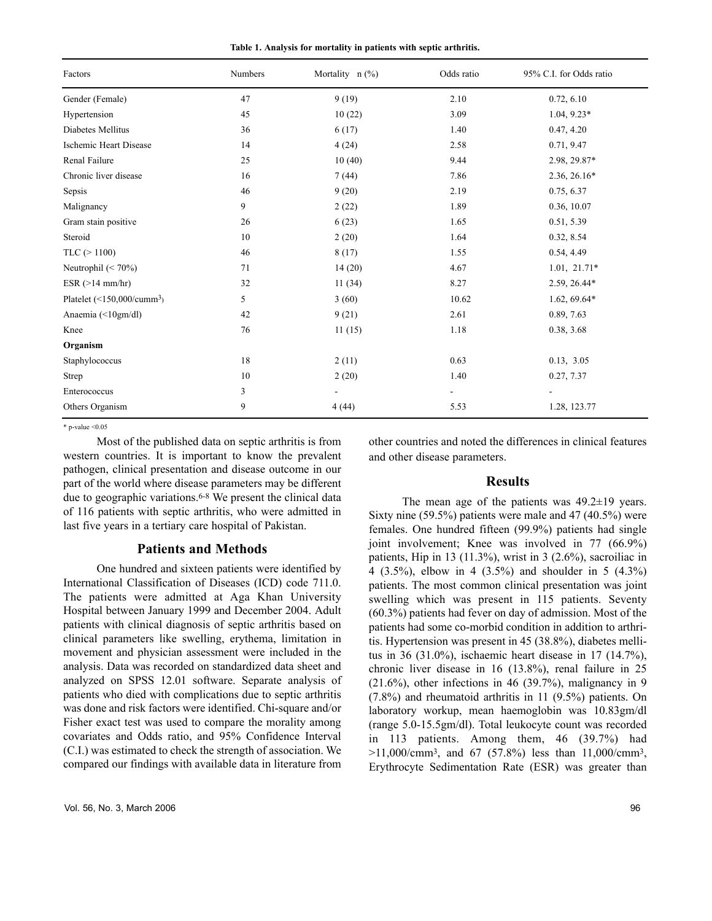**Table 1. Analysis for mortality in patients with septic arthritis.**

| Factors | Numbers | Mortality n (%) | Odds ratio | 95% C.I. for Odds ratio |
|---|---|---|---|---|
| Gender (Female) | 47 | 9 (19) | 2.10 | 0.72, 6.10 |
| Hypertension | 45 | 10 (22) | 3.09 | 1.04, 9.23* |
| Diabetes Mellitus | 36 | 6 (17) | 1.40 | 0.47, 4.20 |
| Ischemic Heart Disease | 14 | 4 (24) | 2.58 | 0.71, 9.47 |
| Renal Failure | 25 | 10 (40) | 9.44 | 2.98, 29.87* |
| Chronic liver disease | 16 | 7 (44) | 7.86 | 2.36, 26.16* |
| Sepsis | 46 | 9 (20) | 2.19 | 0.75, 6.37 |
| Malignancy | 9 | 2 (22) | 1.89 | 0.36, 10.07 |
| Gram stain positive | 26 | 6 (23) | 1.65 | 0.51, 5.39 |
| Steroid | 10 | 2 (20) | 1.64 | 0.32, 8.54 |
| TLC (> 1100) | 46 | 8 (17) | 1.55 | 0.54, 4.49 |
| Neutrophil (< 70%) | 71 | 14 (20) | 4.67 | 1.01, 21.71* |
| ESR (>14 mm/hr) | 32 | 11 (34) | 8.27 | 2.59, 26.44* |
| Platelet (<150,000/cumm$^3$) | 5 | 3 (60) | 10.62 | 1.62, 69.64* |
| Anaemia (<10gm/dl) | 42 | 9 (21) | 2.61 | 0.89, 7.63 |
| Knee | 76 | 11 (15) | 1.18 | 0.38, 3.68 |
| **Organism** | | | | |
| Staphylococcus | 18 | 2 (11) | 0.63 | 0.13, 3.05 |
| Strep | 10 | 2 (20) | 1.40 | 0.27, 7.37 |
| Enterococcus | 3 | - | - | - |
| Others Organism | 9 | 4 (44) | 5.53 | 1.28, 123.77 |

* p-value <0.05

Most of the published data on septic arthritis is from western countries. It is important to know the prevalent pathogen, clinical presentation and disease outcome in our part of the world where disease parameters may be different due to geographic variations.[6-8] We present the clinical data of 116 patients with septic arthritis, who were admitted in last five years in a tertiary care hospital of Pakistan.

## Patients and Methods

One hundred and sixteen patients were identified by International Classification of Diseases (ICD) code 711.0. The patients were admitted at Aga Khan University Hospital between January 1999 and December 2004. Adult patients with clinical diagnosis of septic arthritis based on clinical parameters like swelling, erythema, limitation in movement and physician assessment were included in the analysis. Data was recorded on standardized data sheet and analyzed on SPSS 12.01 software. Separate analysis of patients who died with complications due to septic arthritis was done and risk factors were identified. Chi-square and/or Fisher exact test was used to compare the morality among covariates and Odds ratio, and 95% Confidence Interval (C.I.) was estimated to check the strength of association. We compared our findings with available data in literature from other countries and noted the differences in clinical features and other disease parameters.

## Results

The mean age of the patients was 49.2±19 years. Sixty nine (59.5%) patients were male and 47 (40.5%) were females. One hundred fifteen (99.9%) patients had single joint involvement; Knee was involved in 77 (66.9%) patients, Hip in 13 (11.3%), wrist in 3 (2.6%), sacroiliac in 4 (3.5%), elbow in 4 (3.5%) and shoulder in 5 (4.3%) patients. The most common clinical presentation was joint swelling which was present in 115 patients. Seventy (60.3%) patients had fever on day of admission. Most of the patients had some co-morbid condition in addition to arthritis. Hypertension was present in 45 (38.8%), diabetes mellitus in 36 (31.0%), ischaemic heart disease in 17 (14.7%), chronic liver disease in 16 (13.8%), renal failure in 25 (21.6%), other infections in 46 (39.7%), malignancy in 9 (7.8%) and rheumatoid arthritis in 11 (9.5%) patients. On laboratory workup, mean haemoglobin was 10.83gm/dl (range 5.0-15.5gm/dl). Total leukocyte count was recorded in 113 patients. Among them, 46 (39.7%) had >11,000/cmm$^3$, and 67 (57.8%) less than 11,000/cmm$^3$, Erythrocyte Sedimentation Rate (ESR) was greater than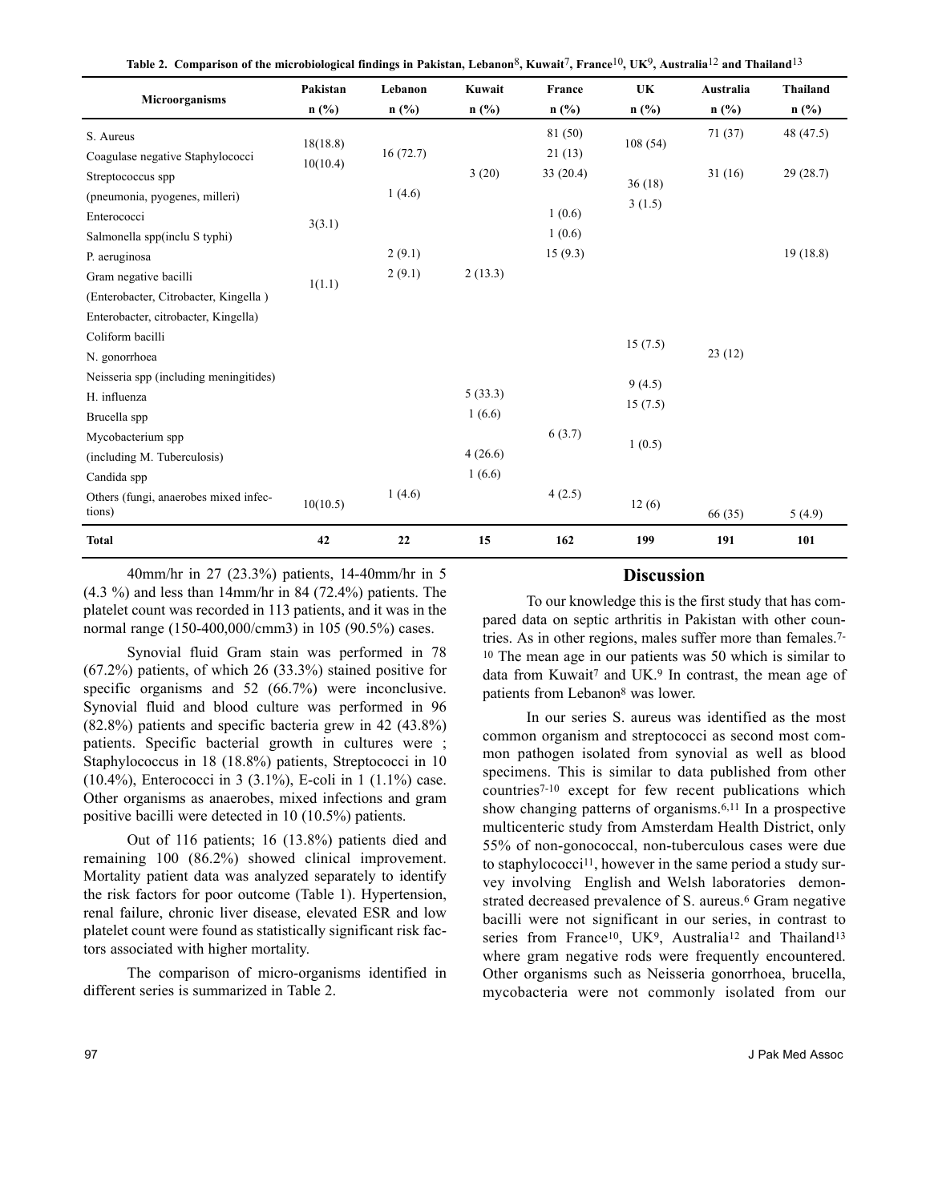**Table 2. Comparison of the microbiological findings in Pakistan, Lebanon[8], Kuwait[7], France[10], UK[9], Australia[12] and Thailand[13]**

| Microorganisms | Pakistan n (%) | Lebanon n (%) | Kuwait n (%) | France n (%) | UK n (%) | Australia n (%) | Thailand n (%) |
|---|---|---|---|---|---|---|---|
| S. Aureus | 18(18.8) | | | 81 (50) | 108 (54) | 71 (37) | 48 (47.5) |
| Coagulase negative Staphylococci | 10(10.4) | 16 (72.7) | | 21 (13) | | | |
| Streptococcus spp | | | 3 (20) | 33 (20.4) | 36 (18) | 31 (16) | 29 (28.7) |
| (pneumonia, pyogenes, milleri) | | 1 (4.6) | | | 3 (1.5) | | |
| Enterococci | 3(3.1) | | | 1 (0.6) | | | |
| Salmonella spp(inclu S typhi) | | | | 1 (0.6) | | | |
| P. aeruginosa | | 2 (9.1) | | 15 (9.3) | | | 19 (18.8) |
| Gram negative bacilli | 1(1.1) | 2 (9.1) | 2 (13.3) | | | | |
| (Enterobacter, Citrobacter, Kingella ) | | | | | | | |
| Enterobacter, citrobacter, Kingella) | | | | | | | |
| Coliform bacilli | | | | | 15 (7.5) | | |
| N. gonorrhoea | | | | | | 23 (12) | |
| Neisseria spp (including meningitides) | | | | | 9 (4.5) | | |
| H. influenza | | | 5 (33.3) | | 15 (7.5) | | |
| Brucella spp | | | 1 (6.6) | | | | |
| Mycobacterium spp | | | | 6 (3.7) | 1 (0.5) | | |
| (including M. Tuberculosis) | | | 4 (26.6) | | | | |
| Candida spp | | | 1 (6.6) | | | | |
| Others (fungi, anaerobes mixed infections) | 10(10.5) | 1 (4.6) | | 4 (2.5) | 12 (6) | 66 (35) | 5 (4.9) |
| **Total** | **42** | **22** | **15** | **162** | **199** | **191** | **101** |

40mm/hr in 27 (23.3%) patients, 14-40mm/hr in 5 (4.3 %) and less than 14mm/hr in 84 (72.4%) patients. The platelet count was recorded in 113 patients, and it was in the normal range (150-400,000/cmm3) in 105 (90.5%) cases.

Synovial fluid Gram stain was performed in 78 (67.2%) patients, of which 26 (33.3%) stained positive for specific organisms and 52 (66.7%) were inconclusive. Synovial fluid and blood culture was performed in 96 (82.8%) patients and specific bacteria grew in 42 (43.8%) patients. Specific bacterial growth in cultures were ; Staphylococcus in 18 (18.8%) patients, Streptococci in 10 (10.4%), Enterococci in 3 (3.1%), E-coli in 1 (1.1%) case. Other organisms as anaerobes, mixed infections and gram positive bacilli were detected in 10 (10.5%) patients.

Out of 116 patients; 16 (13.8%) patients died and remaining 100 (86.2%) showed clinical improvement. Mortality patient data was analyzed separately to identify the risk factors for poor outcome (Table 1). Hypertension, renal failure, chronic liver disease, elevated ESR and low platelet count were found as statistically significant risk factors associated with higher mortality.

The comparison of micro-organisms identified in different series is summarized in Table 2.

## Discussion

To our knowledge this is the first study that has compared data on septic arthritis in Pakistan with other countries. As in other regions, males suffer more than females.[7-10] The mean age in our patients was 50 which is similar to data from Kuwait[7] and UK.[9] In contrast, the mean age of patients from Lebanon[8] was lower.

In our series S. aureus was identified as the most common organism and streptococci as second most common pathogen isolated from synovial as well as blood specimens. This is similar to data published from other countries[7-10] except for few recent publications which show changing patterns of organisms.[6,11] In a prospective multicenteric study from Amsterdam Health District, only 55% of non-gonococcal, non-tuberculous cases were due to staphylococci[11], however in the same period a study survey involving English and Welsh laboratories demonstrated decreased prevalence of S. aureus.[6] Gram negative bacilli were not significant in our series, in contrast to series from France[10], UK[9], Australia[12] and Thailand[13] where gram negative rods were frequently encountered. Other organisms such as Neisseria gonorrhoea, brucella, mycobacteria were not commonly isolated from our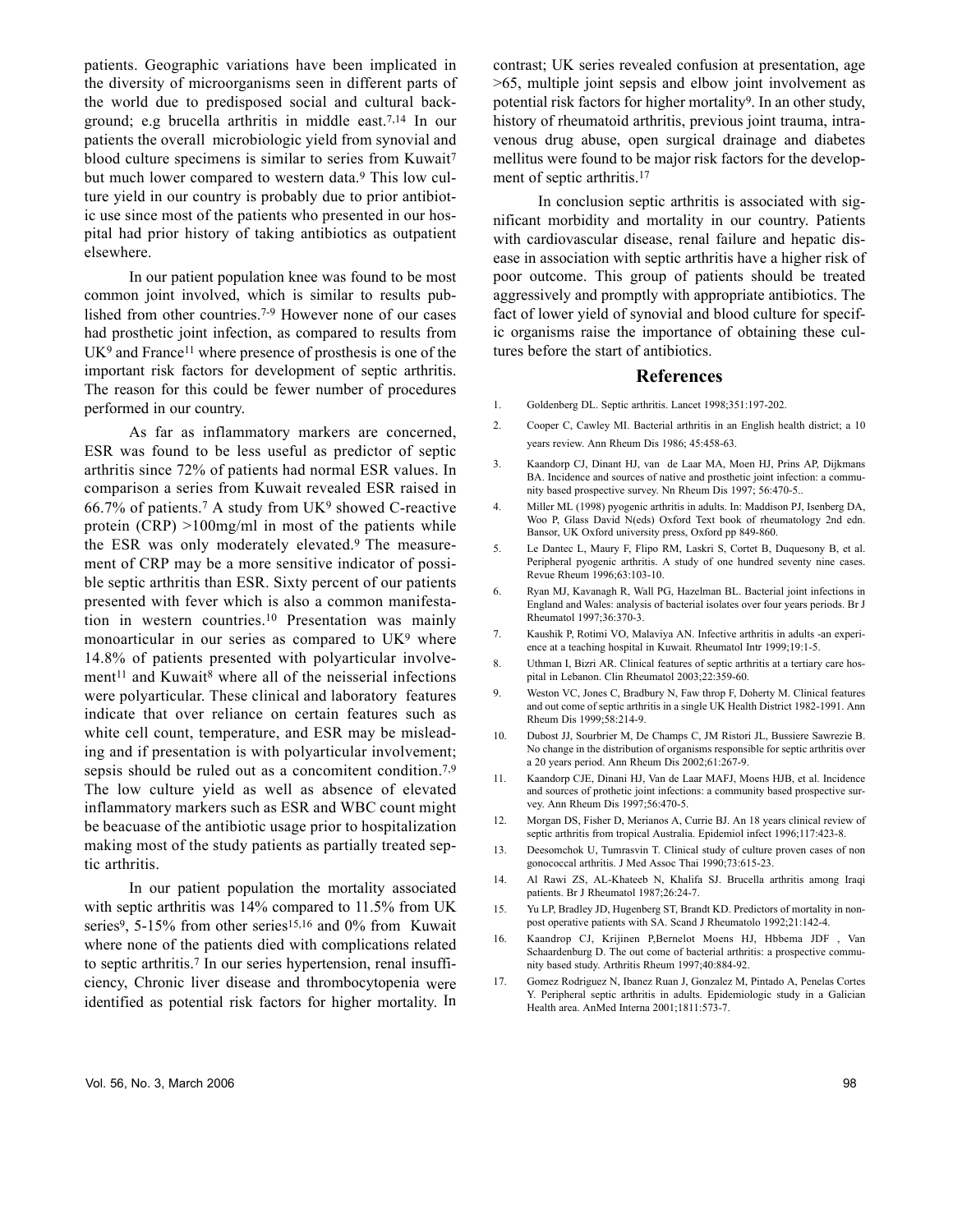patients. Geographic variations have been implicated in the diversity of microorganisms seen in different parts of the world due to predisposed social and cultural background; e.g brucella arthritis in middle east.[7,14] In our patients the overall microbiologic yield from synovial and blood culture specimens is similar to series from Kuwait[7] but much lower compared to western data.[9] This low culture yield in our country is probably due to prior antibiotic use since most of the patients who presented in our hospital had prior history of taking antibiotics as outpatient elsewhere.

In our patient population knee was found to be most common joint involved, which is similar to results published from other countries.[7-9] However none of our cases had prosthetic joint infection, as compared to results from UK[9] and France[11] where presence of prosthesis is one of the important risk factors for development of septic arthritis. The reason for this could be fewer number of procedures performed in our country.

As far as inflammatory markers are concerned, ESR was found to be less useful as predictor of septic arthritis since 72% of patients had normal ESR values. In comparison a series from Kuwait revealed ESR raised in 66.7% of patients.[7] A study from UK[9] showed C-reactive protein (CRP) >100mg/ml in most of the patients while the ESR was only moderately elevated.[9] The measurement of CRP may be a more sensitive indicator of possible septic arthritis than ESR. Sixty percent of our patients presented with fever which is also a common manifestation in western countries.[10] Presentation was mainly monoarticular in our series as compared to UK[9] where 14.8% of patients presented with polyarticular involvement[11] and Kuwait[8] where all of the neisserial infections were polyarticular. These clinical and laboratory features indicate that over reliance on certain features such as white cell count, temperature, and ESR may be misleading and if presentation is with polyarticular involvement; sepsis should be ruled out as a concomitent condition.[7,9] The low culture yield as well as absence of elevated inflammatory markers such as ESR and WBC count might be beacuase of the antibiotic usage prior to hospitalization making most of the study patients as partially treated septic arthritis.

In our patient population the mortality associated with septic arthritis was 14% compared to 11.5% from UK series[9], 5-15% from other series[15,16] and 0% from Kuwait where none of the patients died with complications related to septic arthritis.[7] In our series hypertension, renal insufficiency, Chronic liver disease and thrombocytopenia were identified as potential risk factors for higher mortality. In contrast; UK series revealed confusion at presentation, age >65, multiple joint sepsis and elbow joint involvement as potential risk factors for higher mortality[9]. In an other study, history of rheumatoid arthritis, previous joint trauma, intravenous drug abuse, open surgical drainage and diabetes mellitus were found to be major risk factors for the development of septic arthritis.[17]

In conclusion septic arthritis is associated with significant morbidity and mortality in our country. Patients with cardiovascular disease, renal failure and hepatic disease in association with septic arthritis have a higher risk of poor outcome. This group of patients should be treated aggressively and promptly with appropriate antibiotics. The fact of lower yield of synovial and blood culture for specific organisms raise the importance of obtaining these cultures before the start of antibiotics.

## References

1. Goldenberg DL. Septic arthritis. Lancet 1998;351:197-202.
2. Cooper C, Cawley MI. Bacterial arthritis in an English health district; a 10 years review. Ann Rheum Dis 1986; 45:458-63.
3. Kaandorp CJ, Dinant HJ, van de Laar MA, Moen HJ, Prins AP, Dijkmans BA. Incidence and sources of native and prosthetic joint infection: a community based prospective survey. Nn Rheum Dis 1997; 56:470-5..
4. Miller ML (1998) pyogenic arthritis in adults. In: Maddison PJ, Isenberg DA, Woo P, Glass David N(eds) Oxford Text book of rheumatology 2nd edn. Bansor, UK Oxford university press, Oxford pp 849-860.
5. Le Dantec L, Maury F, Flipo RM, Laskri S, Cortet B, Duquesony B, et al. Peripheral pyogenic arthritis. A study of one hundred seventy nine cases. Revue Rheum 1996;63:103-10.
6. Ryan MJ, Kavanagh R, Wall PG, Hazelman BL. Bacterial joint infections in England and Wales: analysis of bacterial isolates over four years periods. Br J Rheumatol 1997;36:370-3.
7. Kaushik P, Rotimi VO, Malaviya AN. Infective arthritis in adults -an experience at a teaching hospital in Kuwait. Rheumatol Intr 1999;19:1-5.
8. Uthman I, Bizri AR. Clinical features of septic arthritis at a tertiary care hospital in Lebanon. Clin Rheumatol 2003;22:359-60.
9. Weston VC, Jones C, Bradbury N, Faw throp F, Doherty M. Clinical features and out come of septic arthritis in a single UK Health District 1982-1991. Ann Rheum Dis 1999;58:214-9.
10. Dubost JJ, Sourbrier M, De Champs C, JM Ristori JL, Bussiere Sawrezie B. No change in the distribution of organisms responsible for septic arthritis over a 20 years period. Ann Rheum Dis 2002;61:267-9.
11. Kaandorp CJE, Dinani HJ, Van de Laar MAFJ, Moens HJB, et al. Incidence and sources of prothetic joint infections: a community based prospective survey. Ann Rheum Dis 1997;56:470-5.
12. Morgan DS, Fisher D, Merianos A, Currie BJ. An 18 years clinical review of septic arthritis from tropical Australia. Epidemiol infect 1996;117:423-8.
13. Deesomchok U, Tumrasvin T. Clinical study of culture proven cases of non gonococcal arthritis. J Med Assoc Thai 1990;73:615-23.
14. Al Rawi ZS, AL-Khateeb N, Khalifa SJ. Brucella arthritis among Iraqi patients. Br J Rheumatol 1987;26:24-7.
15. Yu LP, Bradley JD, Hugenberg ST, Brandt KD. Predictors of mortality in nonpost operative patients with SA. Scand J Rheumatolo 1992;21:142-4.
16. Kaandrop CJ, Krijinen P,Bernelot Moens HJ, Hbbema JDF , Van Schaardenburg D. The out come of bacterial arthritis: a prospective community based study. Arthritis Rheum 1997;40:884-92.
17. Gomez Rodriguez N, Ibanez Ruan J, Gonzalez M, Pintado A, Penelas Cortes Y. Peripheral septic arthritis in adults. Epidemiologic study in a Galician Health area. AnMed Interna 2001;1811:573-7.